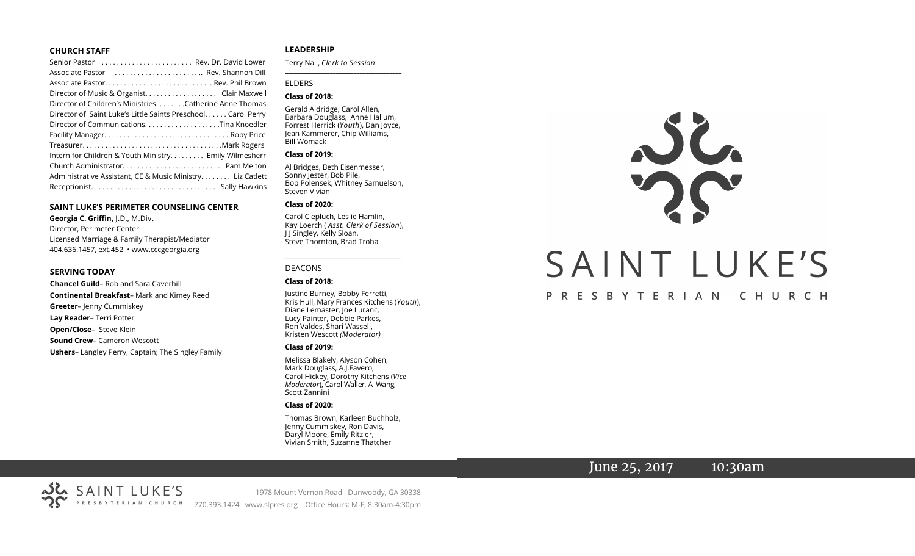## CHURCH STAFF

Senior Pastor . . . . . . . . . . . . . . . . . . . . . . . Rev. Dr. David Lower
Associate Pastor . . . . . . . . . . . . . . . . . . . . . .. Rev. Shannon Dill
Associate Pastor. . . . . . . . . . . . . . . . . . . . . . . . . . .. Rev. Phil Brown
Director of Music & Organist. . . . . . . . . . . . . . . . . . Clair Maxwell
Director of Children's Ministries. . . . . . . .Catherine Anne Thomas
Director of Saint Luke's Little Saints Preschool. . . . . . Carol Perry
Director of Communications. . . . . . . . . . . . . . . . . . . .Tina Knoedler
Facility Manager. . . . . . . . . . . . . . . . . . . . . . . . . . . . . . . . Roby Price
Treasurer. . . . . . . . . . . . . . . . . . . . . . . . . . . . . . . . . . . .Mark Rogers
Intern for Children & Youth Ministry. . . . . . . . . Emily Wilmesherr
Church Administrator. . . . . . . . . . . . . . . . . . . . . . . . . Pam Melton
Administrative Assistant, CE & Music Ministry. . . . . . . . Liz Catlett
Receptionist. . . . . . . . . . . . . . . . . . . . . . . . . . . . . . . . Sally Hawkins

## SAINT LUKE'S PERIMETER COUNSELING CENTER

**Georgia C. Griffin,** J.D., M.Div.
Director, Perimeter Center
Licensed Marriage & Family Therapist/Mediator
404.636.1457, ext.452 • www.cccgeorgia.org

## SERVING TODAY

**Chancel Guild**– Rob and Sara Caverhill
**Continental Breakfast**– Mark and Kimey Reed
**Greeter**– Jenny Cummiskey
**Lay Reader**– Terri Potter
**Open/Close**– Steve Klein
**Sound Crew**– Cameron Wescott
**Ushers**– Langley Perry, Captain; The Singley Family

## LEADERSHIP

Terry Nall, *Clerk to Session*

### ELDERS

**Class of 2018:**

Gerald Aldridge, Carol Allen, Barbara Douglass, Anne Hallum, Forrest Herrick (*Youth*), Dan Joyce, Jean Kammerer, Chip Williams, Bill Womack

**Class of 2019:**

Al Bridges, Beth Eisenmesser, Sonny Jester, Bob Pile, Bob Polensek, Whitney Samuelson, Steven Vivian

**Class of 2020:**

Carol Ciepluch, Leslie Hamlin, Kay Loerch ( *Asst. Clerk of Session*), J J Singley, Kelly Sloan, Steve Thornton, Brad Troha

### DEACONS

**Class of 2018:**

Justine Burney, Bobby Ferretti, Kris Hull, Mary Frances Kitchens (*Youth*), Diane Lemaster, Joe Luranc, Lucy Painter, Debbie Parkes, Ron Valdes, Shari Wassell, Kristen Wescott *(Moderator)*

**Class of 2019:**

Melissa Blakely, Alyson Cohen, Mark Douglass, A.J.Favero, Carol Hickey, Dorothy Kitchens (*Vice Moderator*), Carol Waller, Al Wang, Scott Zannini

**Class of 2020:**

Thomas Brown, Karleen Buchholz, Jenny Cummiskey, Ron Davis, Daryl Moore, Emily Ritzler, Vivian Smith, Suzanne Thatcher

# SAINT LUKE'S
PRESBYTERIAN CHURCH

June 25, 2017 10:30am

SAINT LUKE'S PRESBYTERIAN CHURCH
1978 Mount Vernon Road Dunwoody, GA 30338
770.393.1424 www.slpres.org Office Hours: M-F, 8:30am-4:30pm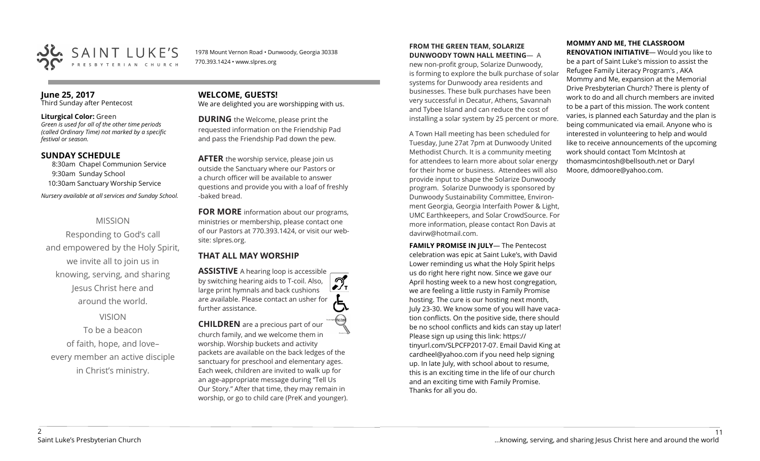SAINT LUKE'S PRESBYTERIAN CHURCH

1978 Mount Vernon Road • Dunwoody, Georgia 30338
770.393.1424 • www.slpres.org

**June 25, 2017**
Third Sunday after Pentecost

**Liturgical Color:** Green
*Green is used for all of the other time periods (called Ordinary Time) not marked by a specific festival or season.*

## SUNDAY SCHEDULE

8:30am Chapel Communion Service
9:30am Sunday School
10:30am Sanctuary Worship Service

*Nursery available at all services and Sunday School.*

MISSION

Responding to God's call and empowered by the Holy Spirit, we invite all to join us in knowing, serving, and sharing Jesus Christ here and around the world.

VISION

To be a beacon of faith, hope, and love– every member an active disciple in Christ's ministry.

## WELCOME, GUESTS!

We are delighted you are worshipping with us.

**DURING** the Welcome, please print the requested information on the Friendship Pad and pass the Friendship Pad down the pew.

**AFTER** the worship service, please join us outside the Sanctuary where our Pastors or a church officer will be available to answer questions and provide you with a loaf of freshly -baked bread.

**FOR MORE** information about our programs, ministries or membership, please contact one of our Pastors at 770.393.1424, or visit our website: slpres.org.

## THAT ALL MAY WORSHIP

**ASSISTIVE** A hearing loop is accessible by switching hearing aids to T-coil. Also, large print hymnals and back cushions are available. Please contact an usher for further assistance.

**CHILDREN** are a precious part of our church family, and we welcome them in worship. Worship buckets and activity packets are available on the back ledges of the sanctuary for preschool and elementary ages. Each week, children are invited to walk up for an age-appropriate message during "Tell Us Our Story." After that time, they may remain in worship, or go to child care (PreK and younger).

**FROM THE GREEN TEAM, SOLARIZE DUNWOODY TOWN HALL MEETING**— A new non-profit group, Solarize Dunwoody, is forming to explore the bulk purchase of solar systems for Dunwoody area residents and businesses. These bulk purchases have been very successful in Decatur, Athens, Savannah and Tybee Island and can reduce the cost of installing a solar system by 25 percent or more.

A Town Hall meeting has been scheduled for Tuesday, June 27at 7pm at Dunwoody United Methodist Church. It is a community meeting for attendees to learn more about solar energy for their home or business. Attendees will also provide input to shape the Solarize Dunwoody program. Solarize Dunwoody is sponsored by Dunwoody Sustainability Committee, Environment Georgia, Georgia Interfaith Power & Light, UMC Earthkeepers, and Solar CrowdSource. For more information, please contact Ron Davis at davirw@hotmail.com.

**FAMILY PROMISE IN JULY**— The Pentecost celebration was epic at Saint Luke's, with David Lower reminding us what the Holy Spirit helps us do right here right now. Since we gave our April hosting week to a new host congregation, we are feeling a little rusty in Family Promise hosting. The cure is our hosting next month, July 23-30. We know some of you will have vacation conflicts. On the positive side, there should be no school conflicts and kids can stay up later! Please sign up using this link: https://tinyurl.com/SLPCFP2017-07. Email David King at cardheel@yahoo.com if you need help signing up. In late July, with school about to resume, this is an exciting time in the life of our church and an exciting time with Family Promise. Thanks for all you do.

**MOMMY AND ME, THE CLASSROOM RENOVATION INITIATIVE**— Would you like to be a part of Saint Luke's mission to assist the Refugee Family Literacy Program's , AKA Mommy and Me, expansion at the Memorial Drive Presbyterian Church? There is plenty of work to do and all church members are invited to be a part of this mission. The work content varies, is planned each Saturday and the plan is being communicated via email. Anyone who is interested in volunteering to help and would like to receive announcements of the upcoming work should contact Tom McIntosh at thomasmcintosh@bellsouth.net or Daryl Moore, ddmoore@yahoo.com.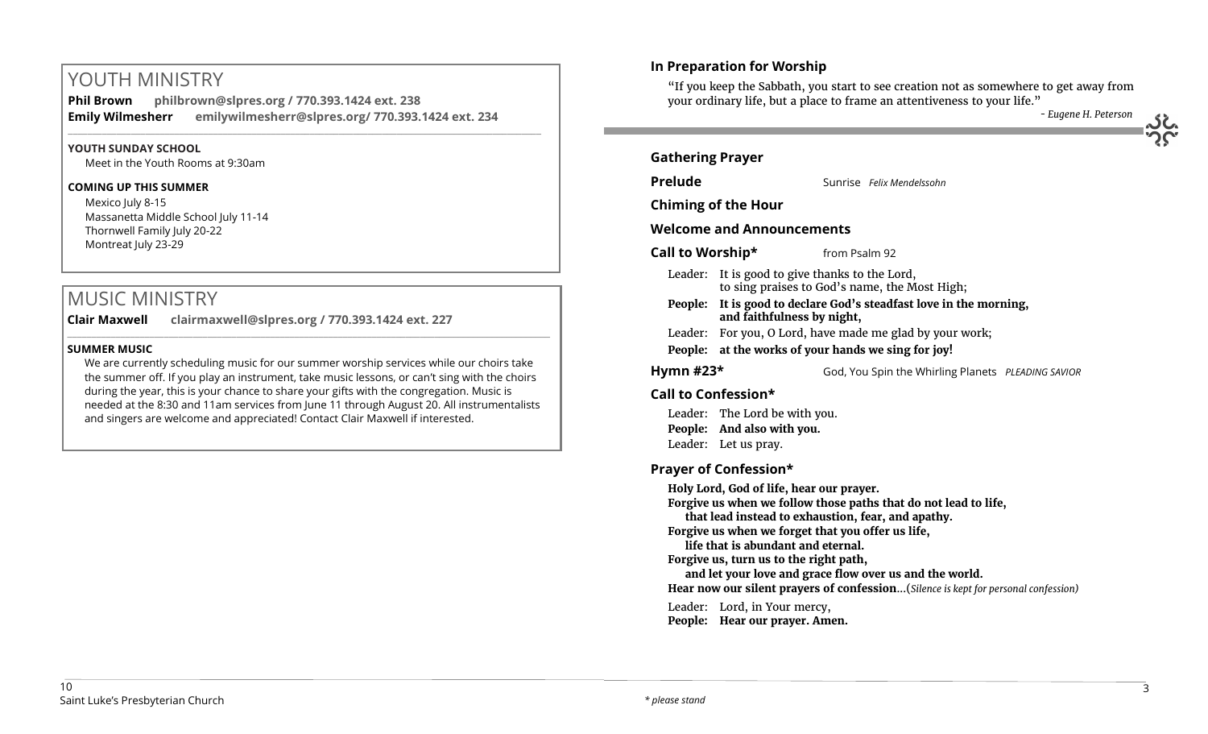## YOUTH MINISTRY

**Phil Brown** **philbrown@slpres.org / 770.393.1424 ext. 238**
**Emily Wilmesherr** **emilywilmesherr@slpres.org/ 770.393.1424 ext. 234**

**YOUTH SUNDAY SCHOOL**
Meet in the Youth Rooms at 9:30am

**COMING UP THIS SUMMER**
Mexico July 8-15
Massanetta Middle School July 11-14
Thornwell Family July 20-22
Montreat July 23-29

## MUSIC MINISTRY

**Clair Maxwell** **clairmaxwell@slpres.org / 770.393.1424 ext. 227**

**SUMMER MUSIC**
We are currently scheduling music for our summer worship services while our choirs take the summer off. If you play an instrument, take music lessons, or can't sing with the choirs during the year, this is your chance to share your gifts with the congregation. Music is needed at the 8:30 and 11am services from June 11 through August 20. All instrumentalists and singers are welcome and appreciated! Contact Clair Maxwell if interested.

**In Preparation for Worship**

"If you keep the Sabbath, you start to see creation not as somewhere to get away from your ordinary life, but a place to frame an attentiveness to your life."

*- Eugene H. Peterson*

**Gathering Prayer**

**Prelude** Sunrise *Felix Mendelssohn*

**Chiming of the Hour**

**Welcome and Announcements**

**Call to Worship*** from Psalm 92

Leader: It is good to give thanks to the Lord,
to sing praises to God's name, the Most High;
**People: It is good to declare God's steadfast love in the morning, and faithfulness by night,**
Leader: For you, O Lord, have made me glad by your work;
**People: at the works of your hands we sing for joy!**

**Hymn #23*** God, You Spin the Whirling Planets *PLEADING SAVIOR*

**Call to Confession***

Leader: The Lord be with you.
**People: And also with you.**
Leader: Let us pray.

**Prayer of Confession***

**Holy Lord, God of life, hear our prayer.**
**Forgive us when we follow those paths that do not lead to life,**
**that lead instead to exhaustion, fear, and apathy.**
**Forgive us when we forget that you offer us life,**
**life that is abundant and eternal.**
**Forgive us, turn us to the right path,**
**and let your love and grace flow over us and the world.**
**Hear now our silent prayers of confession**…(*Silence is kept for personal confession)*

Leader: Lord, in Your mercy,
**People: Hear our prayer. Amen.**

\* please stand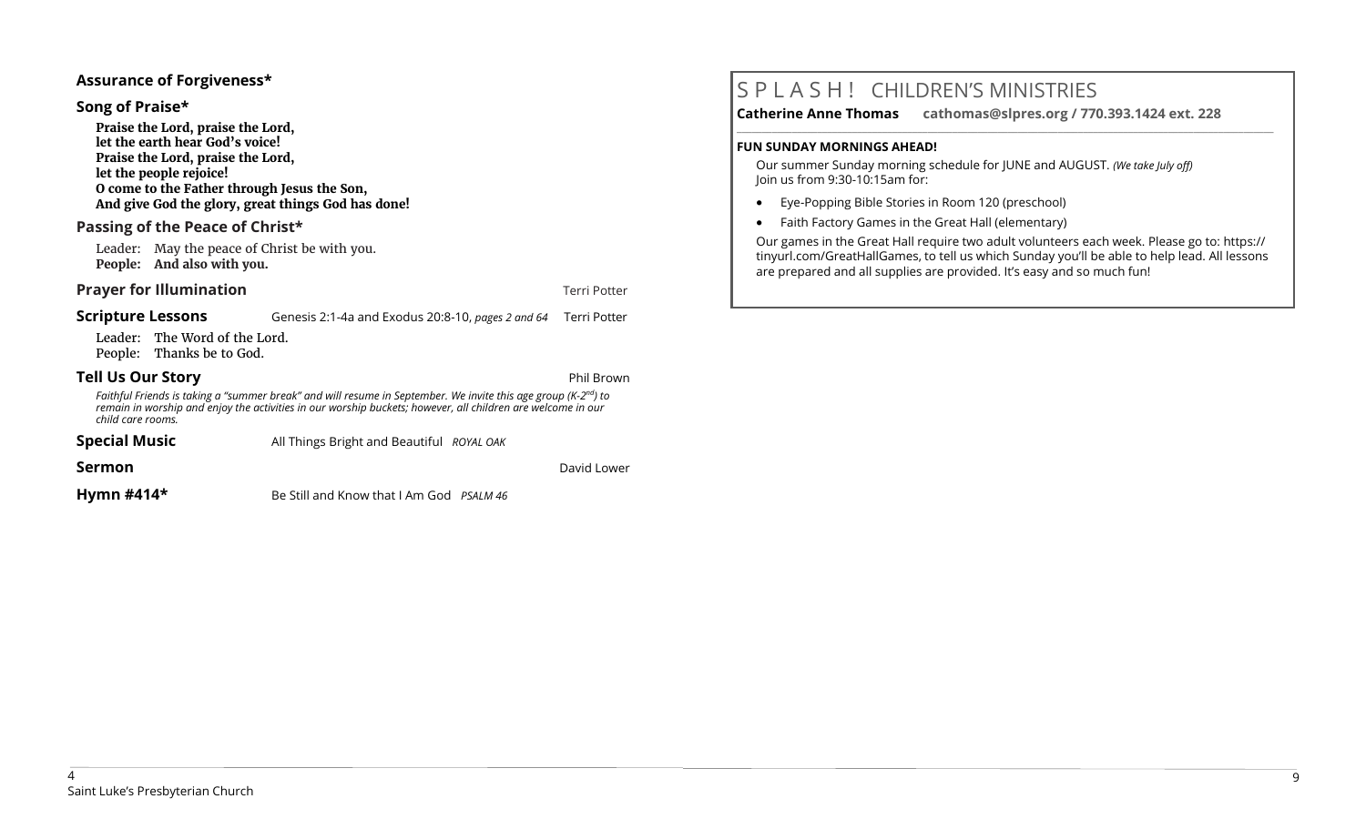**Assurance of Forgiveness***

**Song of Praise***

**Praise the Lord, praise the Lord,**
**let the earth hear God's voice!**
**Praise the Lord, praise the Lord,**
**let the people rejoice!**
**O come to the Father through Jesus the Son,**
**And give God the glory, great things God has done!**

**Passing of the Peace of Christ***

Leader: May the peace of Christ be with you.
**People: And also with you.**

**Prayer for Illumination** Terri Potter

**Scripture Lessons** Genesis 2:1-4a and Exodus 20:8-10, *pages 2 and 64* Terri Potter

Leader: The Word of the Lord.
People: Thanks be to God.

**Tell Us Our Story** Phil Brown

*Faithful Friends is taking a "summer break" and will resume in September. We invite this age group (K-2nd) to remain in worship and enjoy the activities in our worship buckets; however, all children are welcome in our child care rooms.*

**Special Music** All Things Bright and Beautiful *ROYAL OAK*

**Sermon** David Lower

**Hymn #414*** Be Still and Know that I Am God *PSALM 46*

# S P L A S H ! CHILDREN'S MINISTRIES

**Catherine Anne Thomas cathomas@slpres.org / 770.393.1424 ext. 228**

**FUN SUNDAY MORNINGS AHEAD!**

Our summer Sunday morning schedule for JUNE and AUGUST. *(We take July off)*
Join us from 9:30-10:15am for:

- Eye-Popping Bible Stories in Room 120 (preschool)
- Faith Factory Games in the Great Hall (elementary)

Our games in the Great Hall require two adult volunteers each week. Please go to: https://tinyurl.com/GreatHallGames, to tell us which Sunday you'll be able to help lead. All lessons are prepared and all supplies are provided. It's easy and so much fun!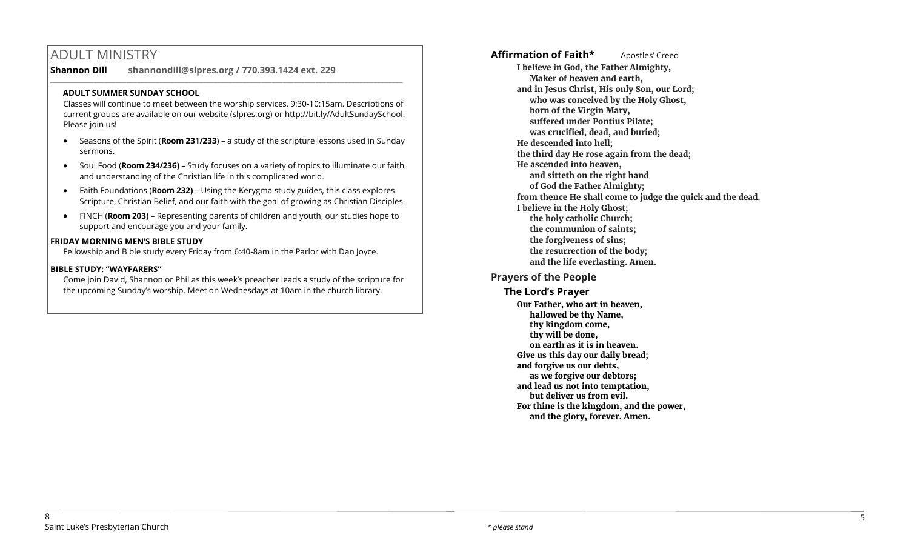# ADULT MINISTRY

**Shannon Dill** **shannondill@slpres.org / 770.393.1424 ext. 229**

### ADULT SUMMER SUNDAY SCHOOL

Classes will continue to meet between the worship services, 9:30-10:15am. Descriptions of current groups are available on our website (slpres.org) or http://bit.ly/AdultSundaySchool. Please join us!

- Seasons of the Spirit (**Room 231/233**) – a study of the scripture lessons used in Sunday sermons.
- Soul Food (**Room 234/236)** – Study focuses on a variety of topics to illuminate our faith and understanding of the Christian life in this complicated world.
- Faith Foundations (**Room 232)** – Using the Kerygma study guides, this class explores Scripture, Christian Belief, and our faith with the goal of growing as Christian Disciples.
- FINCH (**Room 203)** – Representing parents of children and youth, our studies hope to support and encourage you and your family.

### FRIDAY MORNING MEN'S BIBLE STUDY

Fellowship and Bible study every Friday from 6:40-8am in the Parlor with Dan Joyce.

### BIBLE STUDY: "WAYFARERS"

Come join David, Shannon or Phil as this week's preacher leads a study of the scripture for the upcoming Sunday's worship. Meet on Wednesdays at 10am in the church library.

**Affirmation of Faith*** Apostles' Creed

**I believe in God, the Father Almighty,**
**Maker of heaven and earth,**
**and in Jesus Christ, His only Son, our Lord;**
**who was conceived by the Holy Ghost,**
**born of the Virgin Mary,**
**suffered under Pontius Pilate;**
**was crucified, dead, and buried;**
**He descended into hell;**
**the third day He rose again from the dead;**
**He ascended into heaven,**
**and sitteth on the right hand**
**of God the Father Almighty;**
**from thence He shall come to judge the quick and the dead.**
**I believe in the Holy Ghost;**
**the holy catholic Church;**
**the communion of saints;**
**the forgiveness of sins;**
**the resurrection of the body;**
**and the life everlasting. Amen.**

## Prayers of the People

### The Lord's Prayer

**Our Father, who art in heaven,**
**hallowed be thy Name,**
**thy kingdom come,**
**thy will be done,**
**on earth as it is in heaven.**
**Give us this day our daily bread;**
**and forgive us our debts,**
**as we forgive our debtors;**
**and lead us not into temptation,**
**but deliver us from evil.**
**For thine is the kingdom, and the power,**
**and the glory, forever. Amen.**

*\* please stand*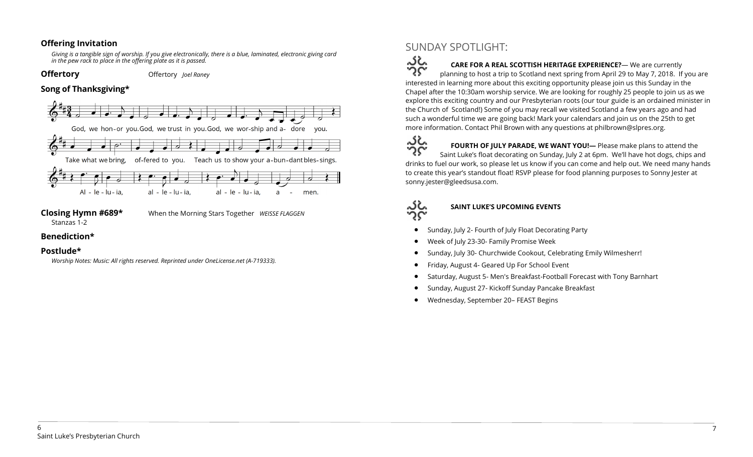### Offering Invitation

*Giving is a tangible sign of worship. If you give electronically, there is a blue, laminated, electronic giving card in the pew rack to place in the offering plate as it is passed.*

**Offertory** Offertory *Joel Raney*

### Song of Thanksgiving*

God, we hon-or you. God, we trust in you. God, we wor-ship and a- dore you.
Take what we bring, of-fered to you. Teach us to show your a-bun-dant bles-sings.
Al - le - lu - ia, al - le - lu - ia, al - le - lu - ia, a - men.

**Closing Hymn #689*** When the Morning Stars Together *WEISSE FLAGGEN*
Stanzas 1-2

### Benediction*

### Postlude*

*Worship Notes: Music: All rights reserved. Reprinted under OneLicense.net (A-719333).*

## SUNDAY SPOTLIGHT:

**CARE FOR A REAL SCOTTISH HERITAGE EXPERIENCE?**— We are currently planning to host a trip to Scotland next spring from April 29 to May 7, 2018. If you are interested in learning more about this exciting opportunity please join us this Sunday in the Chapel after the 10:30am worship service. We are looking for roughly 25 people to join us as we explore this exciting country and our Presbyterian roots (our tour guide is an ordained minister in the Church of Scotland!) Some of you may recall we visited Scotland a few years ago and had such a wonderful time we are going back! Mark your calendars and join us on the 25th to get more information. Contact Phil Brown with any questions at philbrown@slpres.org.

**FOURTH OF JULY PARADE, WE WANT YOU!—** Please make plans to attend the Saint Luke's float decorating on Sunday, July 2 at 6pm. We'll have hot dogs, chips and drinks to fuel our work, so please let us know if you can come and help out. We need many hands to create this year's standout float! RSVP please for food planning purposes to Sonny Jester at sonny.jester@gleedsusa.com.

**SAINT LUKE'S UPCOMING EVENTS**

- Sunday, July 2- Fourth of July Float Decorating Party
- Week of July 23-30- Family Promise Week
- Sunday, July 30- Churchwide Cookout, Celebrating Emily Wilmesherr!
- Friday, August 4- Geared Up For School Event
- Saturday, August 5- Men's Breakfast-Football Forecast with Tony Barnhart
- Sunday, August 27- Kickoff Sunday Pancake Breakfast
- Wednesday, September 20– FEAST Begins